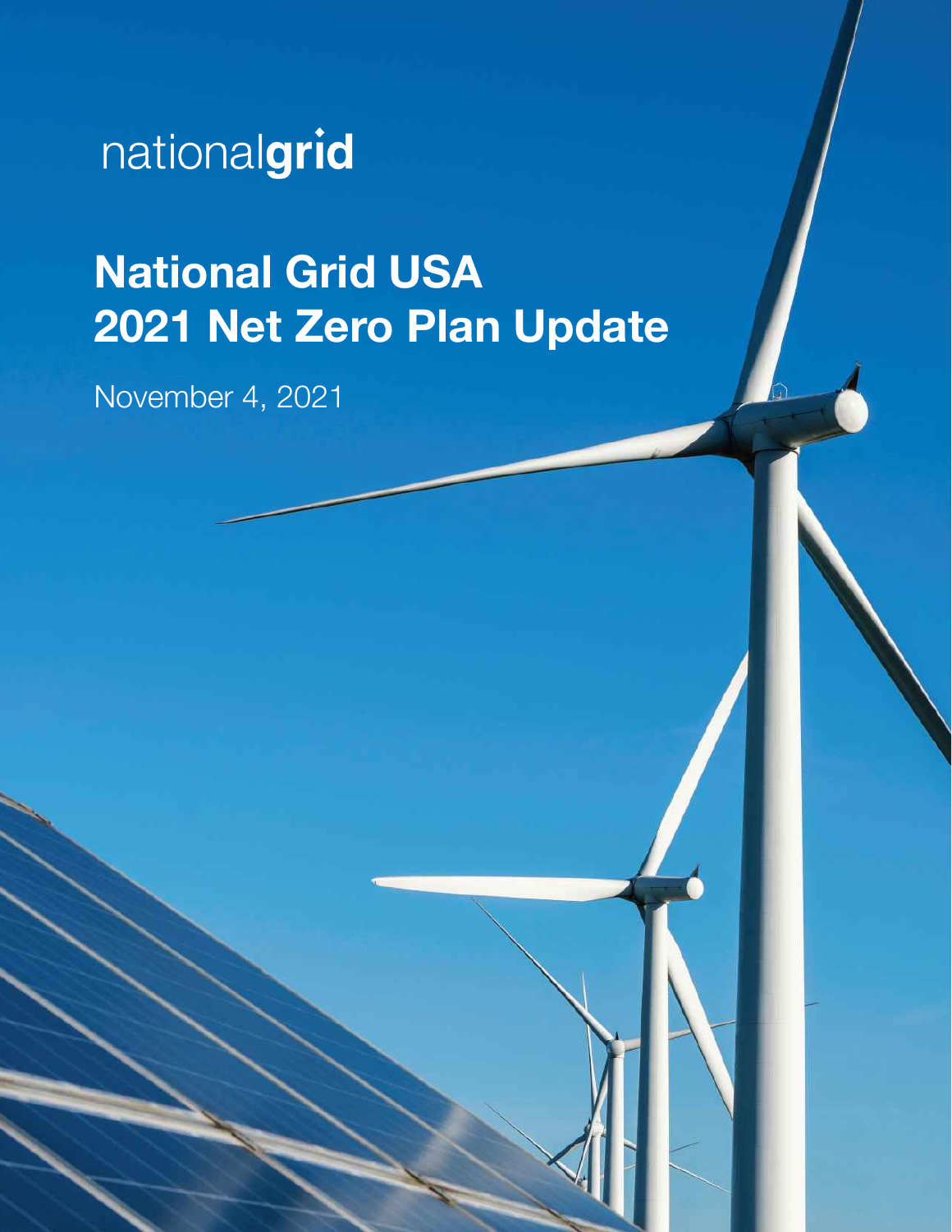nationalgrid

# National Grid USA 2021 Net Zero Plan Update

November 4, 2021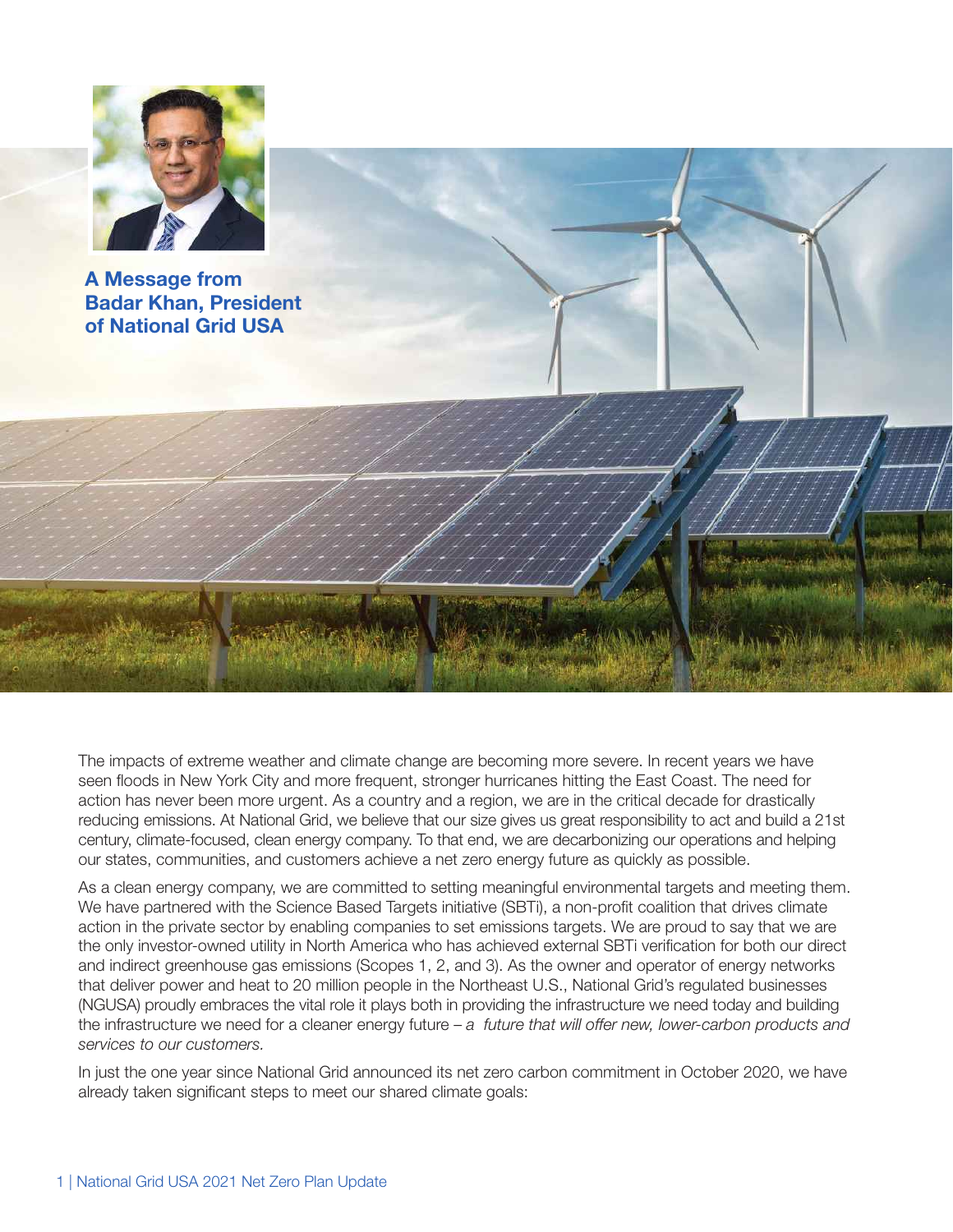## A Message from Badar Khan, President of National Grid USA

The impacts of extreme weather and climate change are becoming more severe. In recent years we have seen floods in New York City and more frequent, stronger hurricanes hitting the East Coast. The need for action has never been more urgent. As a country and a region, we are in the critical decade for drastically reducing emissions. At National Grid, we believe that our size gives us great responsibility to act and build a 21st century, climate-focused, clean energy company. To that end, we are decarbonizing our operations and helping our states, communities, and customers achieve a net zero energy future as quickly as possible.

As a clean energy company, we are committed to setting meaningful environmental targets and meeting them. We have partnered with the Science Based Targets initiative (SBTi), a non-profit coalition that drives climate action in the private sector by enabling companies to set emissions targets. We are proud to say that we are the only investor-owned utility in North America who has achieved external SBTi verification for both our direct and indirect greenhouse gas emissions (Scopes 1, 2, and 3). As the owner and operator of energy networks that deliver power and heat to 20 million people in the Northeast U.S., National Grid's regulated businesses (NGUSA) proudly embraces the vital role it plays both in providing the infrastructure we need today and building the infrastructure we need for a cleaner energy future – *a future that will offer new, lower-carbon products and services to our customers.*

In just the one year since National Grid announced its net zero carbon commitment in October 2020, we have already taken significant steps to meet our shared climate goals: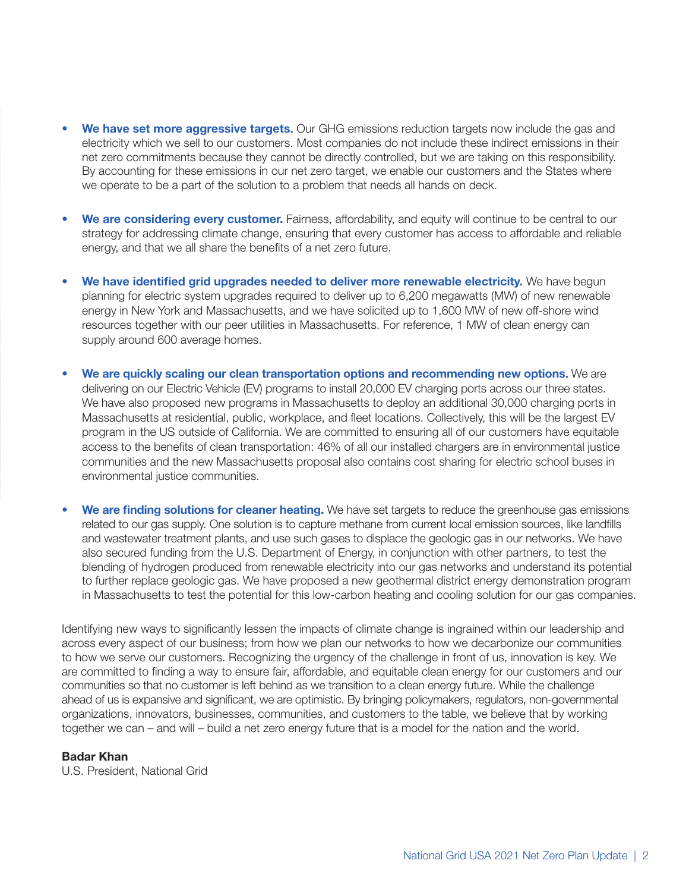- **We have set more aggressive targets.** Our GHG emissions reduction targets now include the gas and electricity which we sell to our customers. Most companies do not include these indirect emissions in their net zero commitments because they cannot be directly controlled, but we are taking on this responsibility. By accounting for these emissions in our net zero target, we enable our customers and the States where we operate to be a part of the solution to a problem that needs all hands on deck.

- **We are considering every customer.** Fairness, affordability, and equity will continue to be central to our strategy for addressing climate change, ensuring that every customer has access to affordable and reliable energy, and that we all share the benefits of a net zero future.

- **We have identified grid upgrades needed to deliver more renewable electricity.** We have begun planning for electric system upgrades required to deliver up to 6,200 megawatts (MW) of new renewable energy in New York and Massachusetts, and we have solicited up to 1,600 MW of new off-shore wind resources together with our peer utilities in Massachusetts. For reference, 1 MW of clean energy can supply around 600 average homes.

- **We are quickly scaling our clean transportation options and recommending new options.** We are delivering on our Electric Vehicle (EV) programs to install 20,000 EV charging ports across our three states. We have also proposed new programs in Massachusetts to deploy an additional 30,000 charging ports in Massachusetts at residential, public, workplace, and fleet locations. Collectively, this will be the largest EV program in the US outside of California. We are committed to ensuring all of our customers have equitable access to the benefits of clean transportation: 46% of all our installed chargers are in environmental justice communities and the new Massachusetts proposal also contains cost sharing for electric school buses in environmental justice communities.

- **We are finding solutions for cleaner heating.** We have set targets to reduce the greenhouse gas emissions related to our gas supply. One solution is to capture methane from current local emission sources, like landfills and wastewater treatment plants, and use such gases to displace the geologic gas in our networks. We have also secured funding from the U.S. Department of Energy, in conjunction with other partners, to test the blending of hydrogen produced from renewable electricity into our gas networks and understand its potential to further replace geologic gas. We have proposed a new geothermal district energy demonstration program in Massachusetts to test the potential for this low-carbon heating and cooling solution for our gas companies.

Identifying new ways to significantly lessen the impacts of climate change is ingrained within our leadership and across every aspect of our business; from how we plan our networks to how we decarbonize our communities to how we serve our customers. Recognizing the urgency of the challenge in front of us, innovation is key. We are committed to finding a way to ensure fair, affordable, and equitable clean energy for our customers and our communities so that no customer is left behind as we transition to a clean energy future. While the challenge ahead of us is expansive and significant, we are optimistic. By bringing policymakers, regulators, non-governmental organizations, innovators, businesses, communities, and customers to the table, we believe that by working together we can – and will – build a net zero energy future that is a model for the nation and the world.

**Badar Khan**
U.S. President, National Grid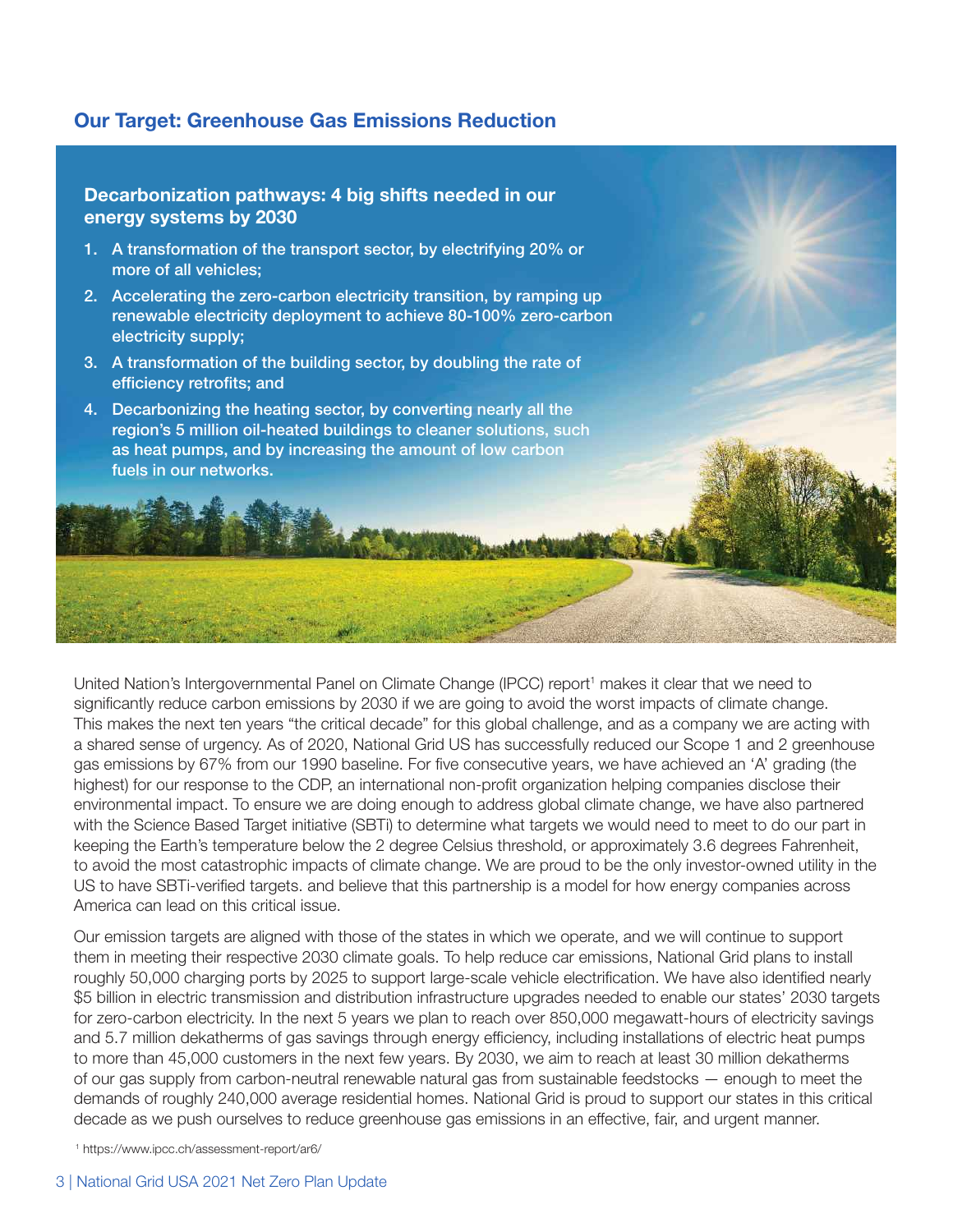## Our Target: Greenhouse Gas Emissions Reduction

### Decarbonization pathways: 4 big shifts needed in our energy systems by 2030

1. A transformation of the transport sector, by electrifying 20% or more of all vehicles;
2. Accelerating the zero-carbon electricity transition, by ramping up renewable electricity deployment to achieve 80-100% zero-carbon electricity supply;
3. A transformation of the building sector, by doubling the rate of efficiency retrofits; and
4. Decarbonizing the heating sector, by converting nearly all the region's 5 million oil-heated buildings to cleaner solutions, such as heat pumps, and by increasing the amount of low carbon fuels in our networks.

United Nation's Intergovernmental Panel on Climate Change (IPCC) report[1] makes it clear that we need to significantly reduce carbon emissions by 2030 if we are going to avoid the worst impacts of climate change. This makes the next ten years "the critical decade" for this global challenge, and as a company we are acting with a shared sense of urgency. As of 2020, National Grid US has successfully reduced our Scope 1 and 2 greenhouse gas emissions by 67% from our 1990 baseline. For five consecutive years, we have achieved an 'A' grading (the highest) for our response to the CDP, an international non-profit organization helping companies disclose their environmental impact. To ensure we are doing enough to address global climate change, we have also partnered with the Science Based Target initiative (SBTi) to determine what targets we would need to meet to do our part in keeping the Earth's temperature below the 2 degree Celsius threshold, or approximately 3.6 degrees Fahrenheit, to avoid the most catastrophic impacts of climate change. We are proud to be the only investor-owned utility in the US to have SBTi-verified targets. and believe that this partnership is a model for how energy companies across America can lead on this critical issue.

Our emission targets are aligned with those of the states in which we operate, and we will continue to support them in meeting their respective 2030 climate goals. To help reduce car emissions, National Grid plans to install roughly 50,000 charging ports by 2025 to support large-scale vehicle electrification. We have also identified nearly $5 billion in electric transmission and distribution infrastructure upgrades needed to enable our states' 2030 targets for zero-carbon electricity. In the next 5 years we plan to reach over 850,000 megawatt-hours of electricity savings and 5.7 million dekatherms of gas savings through energy efficiency, including installations of electric heat pumps to more than 45,000 customers in the next few years. By 2030, we aim to reach at least 30 million dekatherms of our gas supply from carbon-neutral renewable natural gas from sustainable feedstocks — enough to meet the demands of roughly 240,000 average residential homes. National Grid is proud to support our states in this critical decade as we push ourselves to reduce greenhouse gas emissions in an effective, fair, and urgent manner.

[1] https://www.ipcc.ch/assessment-report/ar6/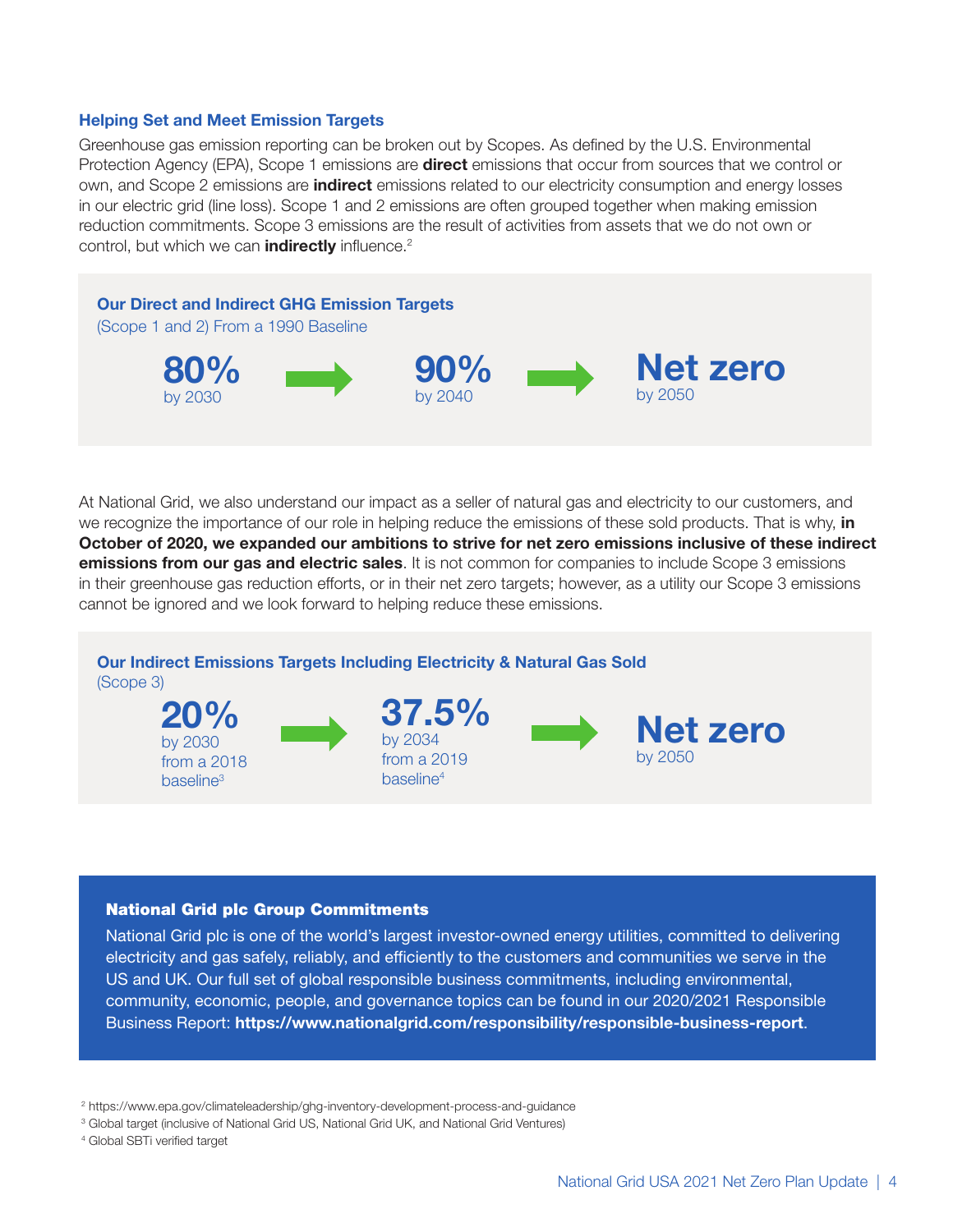### Helping Set and Meet Emission Targets

Greenhouse gas emission reporting can be broken out by Scopes. As defined by the U.S. Environmental Protection Agency (EPA), Scope 1 emissions are **direct** emissions that occur from sources that we control or own, and Scope 2 emissions are **indirect** emissions related to our electricity consumption and energy losses in our electric grid (line loss). Scope 1 and 2 emissions are often grouped together when making emission reduction commitments. Scope 3 emissions are the result of activities from assets that we do not own or control, but which we can **indirectly** influence.[2]

**Our Direct and Indirect GHG Emission Targets**
(Scope 1 and 2) From a 1990 Baseline

**80%** by 2030 → **90%** by 2040 → **Net zero** by 2050

At National Grid, we also understand our impact as a seller of natural gas and electricity to our customers, and we recognize the importance of our role in helping reduce the emissions of these sold products. That is why, **in October of 2020, we expanded our ambitions to strive for net zero emissions inclusive of these indirect emissions from our gas and electric sales**. It is not common for companies to include Scope 3 emissions in their greenhouse gas reduction efforts, or in their net zero targets; however, as a utility our Scope 3 emissions cannot be ignored and we look forward to helping reduce these emissions.

**Our Indirect Emissions Targets Including Electricity & Natural Gas Sold**
(Scope 3)

**20%** by 2030 from a 2018 baseline[3] → **37.5%** by 2034 from a 2019 baseline[4] → **Net zero** by 2050

#### National Grid plc Group Commitments

National Grid plc is one of the world's largest investor-owned energy utilities, committed to delivering electricity and gas safely, reliably, and efficiently to the customers and communities we serve in the US and UK. Our full set of global responsible business commitments, including environmental, community, economic, people, and governance topics can be found in our 2020/2021 Responsible Business Report: **https://www.nationalgrid.com/responsibility/responsible-business-report**.

[2] https://www.epa.gov/climateleadership/ghg-inventory-development-process-and-guidance

[3] Global target (inclusive of National Grid US, National Grid UK, and National Grid Ventures)

[4] Global SBTi verified target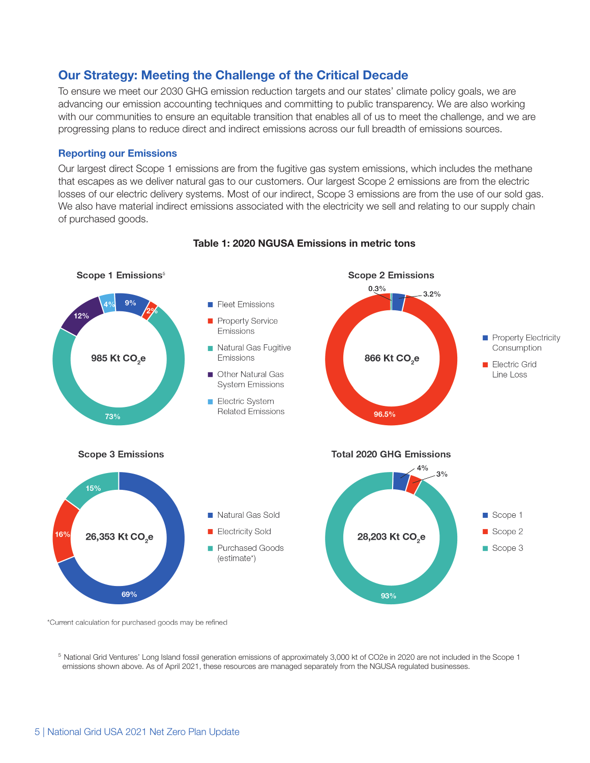## Our Strategy: Meeting the Challenge of the Critical Decade

To ensure we meet our 2030 GHG emission reduction targets and our states' climate policy goals, we are advancing our emission accounting techniques and committing to public transparency. We are also working with our communities to ensure an equitable transition that enables all of us to meet the challenge, and we are progressing plans to reduce direct and indirect emissions across our full breadth of emissions sources.

### Reporting our Emissions

Our largest direct Scope 1 emissions are from the fugitive gas system emissions, which includes the methane that escapes as we deliver natural gas to our customers. Our largest Scope 2 emissions are from the electric losses of our electric delivery systems. Most of our indirect, Scope 3 emissions are from the use of our sold gas. We also have material indirect emissions associated with the electricity we sell and relating to our supply chain of purchased goods.

**Table 1: 2020 NGUSA Emissions in metric tons**

**Scope 1 Emissions**[5] — 985 Kt $CO_2$e

| Category | Share |
| --- | --- |
| Fleet Emissions | 9% |
| Property Service Emissions | 2% |
| Natural Gas Fugitive Emissions | 73% |
| Other Natural Gas System Emissions | 12% |
| Electric System Related Emissions | 4% |

**Scope 2 Emissions** — 866 Kt $CO_2$e

| Category | Share |
| --- | --- |
| Property Electricity Consumption | 3.2% |
| Electric Grid Line Loss | 96.5% |
| (unlabeled) | 0.3% |

**Scope 3 Emissions** — 26,353 Kt $CO_2$e

| Category | Share |
| --- | --- |
| Natural Gas Sold | 69% |
| Electricity Sold | 16% |
| Purchased Goods (estimate*) | 15% |

**Total 2020 GHG Emissions** — 28,203 Kt $CO_2$e

| Category | Share |
| --- | --- |
| Scope 1 | 4% |
| Scope 2 | 3% |
| Scope 3 | 93% |

*Current calculation for purchased goods may be refined

[5] National Grid Ventures' Long Island fossil generation emissions of approximately 3,000 kt of CO2e in 2020 are not included in the Scope 1 emissions shown above. As of April 2021, these resources are managed separately from the NGUSA regulated businesses.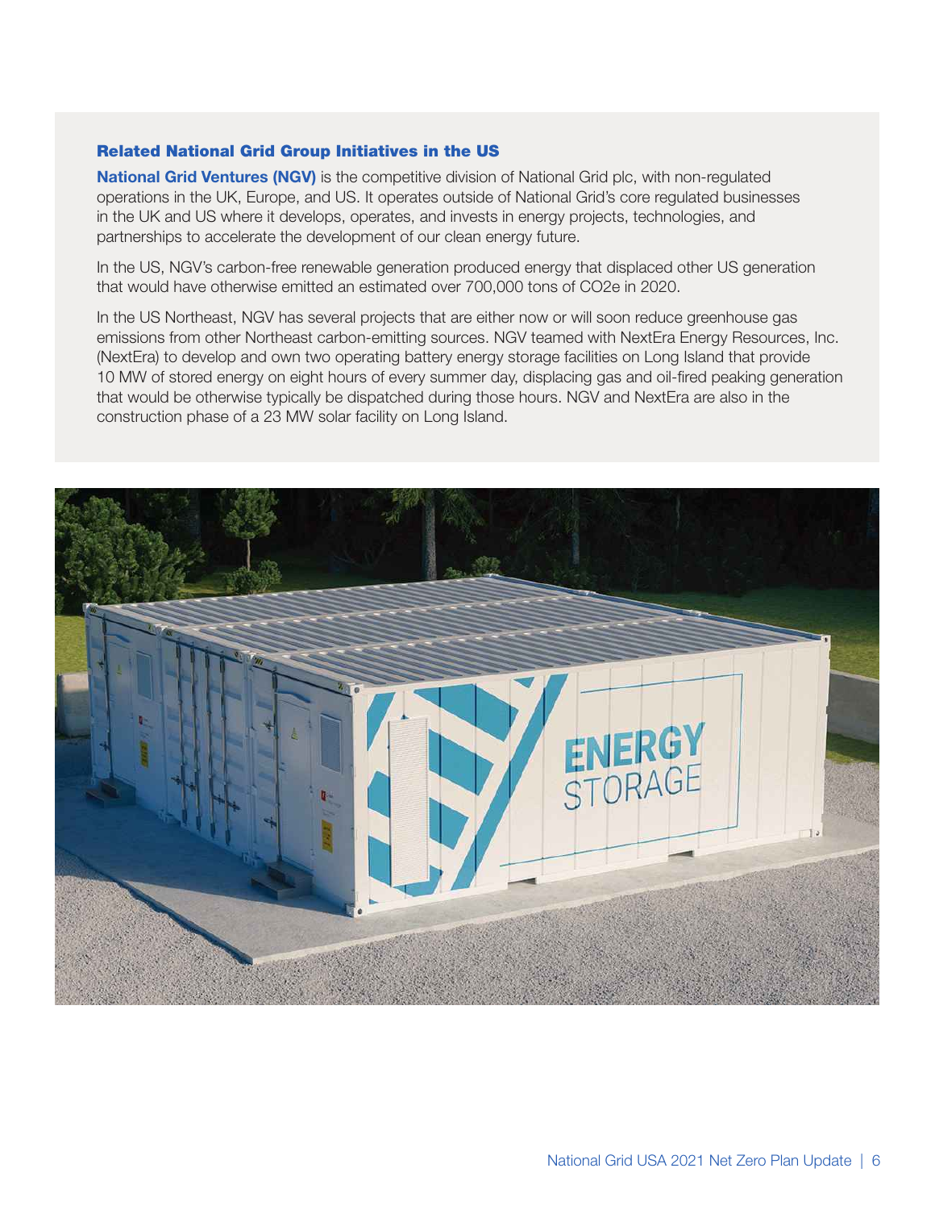### Related National Grid Group Initiatives in the US

**National Grid Ventures (NGV)** is the competitive division of National Grid plc, with non-regulated operations in the UK, Europe, and US. It operates outside of National Grid's core regulated businesses in the UK and US where it develops, operates, and invests in energy projects, technologies, and partnerships to accelerate the development of our clean energy future.

In the US, NGV's carbon-free renewable generation produced energy that displaced other US generation that would have otherwise emitted an estimated over 700,000 tons of CO2e in 2020.

In the US Northeast, NGV has several projects that are either now or will soon reduce greenhouse gas emissions from other Northeast carbon-emitting sources. NGV teamed with NextEra Energy Resources, Inc. (NextEra) to develop and own two operating battery energy storage facilities on Long Island that provide 10 MW of stored energy on eight hours of every summer day, displacing gas and oil-fired peaking generation that would be otherwise typically be dispatched during those hours. NGV and NextEra are also in the construction phase of a 23 MW solar facility on Long Island.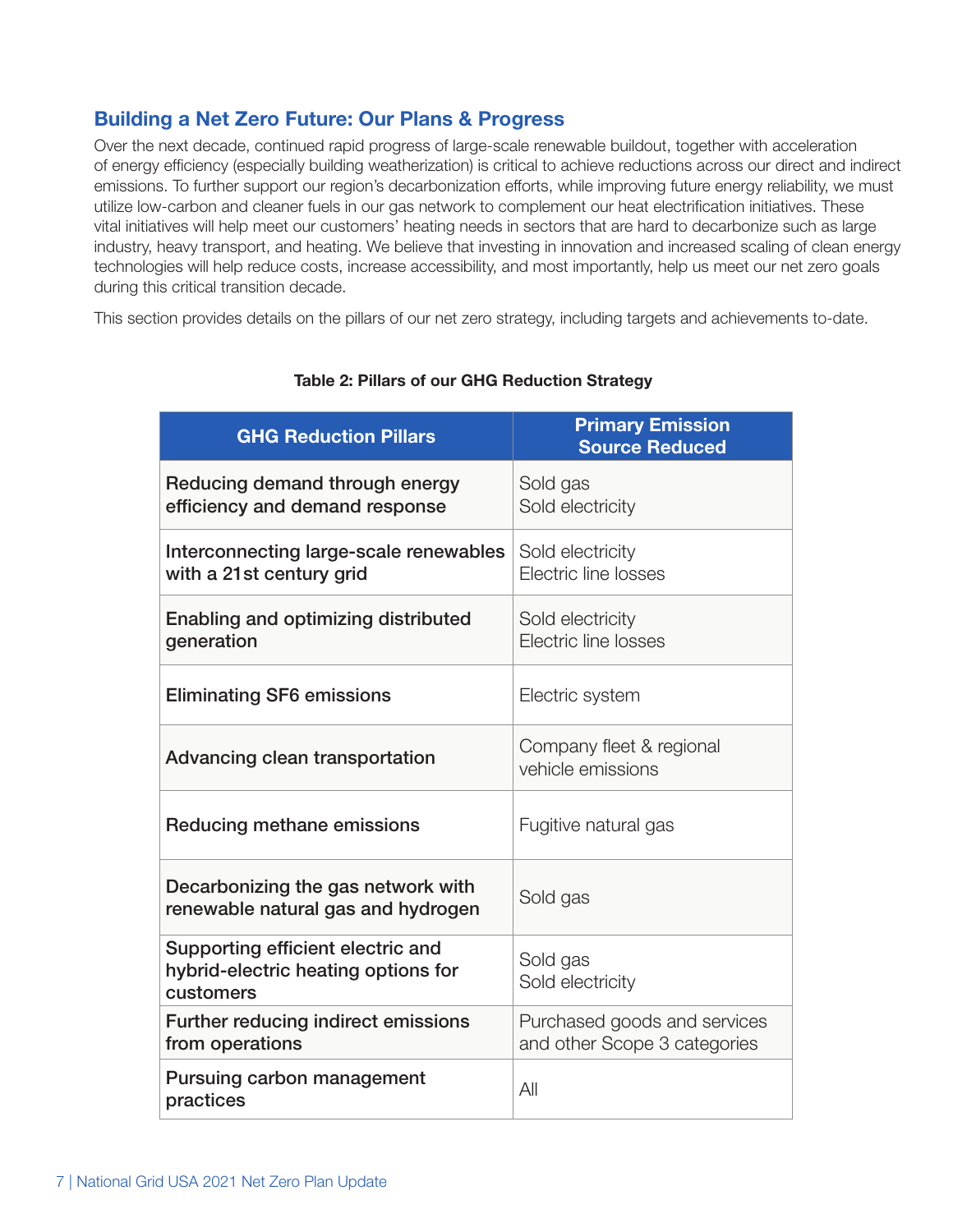## Building a Net Zero Future: Our Plans & Progress

Over the next decade, continued rapid progress of large-scale renewable buildout, together with acceleration of energy efficiency (especially building weatherization) is critical to achieve reductions across our direct and indirect emissions. To further support our region's decarbonization efforts, while improving future energy reliability, we must utilize low-carbon and cleaner fuels in our gas network to complement our heat electrification initiatives. These vital initiatives will help meet our customers' heating needs in sectors that are hard to decarbonize such as large industry, heavy transport, and heating. We believe that investing in innovation and increased scaling of clean energy technologies will help reduce costs, increase accessibility, and most importantly, help us meet our net zero goals during this critical transition decade.

This section provides details on the pillars of our net zero strategy, including targets and achievements to-date.

**Table 2: Pillars of our GHG Reduction Strategy**

| GHG Reduction Pillars | Primary Emission Source Reduced |
|---|---|
| **Reducing demand through energy efficiency and demand response** | Sold gas<br>Sold electricity |
| **Interconnecting large-scale renewables with a 21st century grid** | Sold electricity<br>Electric line losses |
| **Enabling and optimizing distributed generation** | Sold electricity<br>Electric line losses |
| **Eliminating SF6 emissions** | Electric system |
| **Advancing clean transportation** | Company fleet & regional vehicle emissions |
| **Reducing methane emissions** | Fugitive natural gas |
| **Decarbonizing the gas network with renewable natural gas and hydrogen** | Sold gas |
| **Supporting efficient electric and hybrid-electric heating options for customers** | Sold gas<br>Sold electricity |
| **Further reducing indirect emissions from operations** | Purchased goods and services and other Scope 3 categories |
| **Pursuing carbon management practices** | All |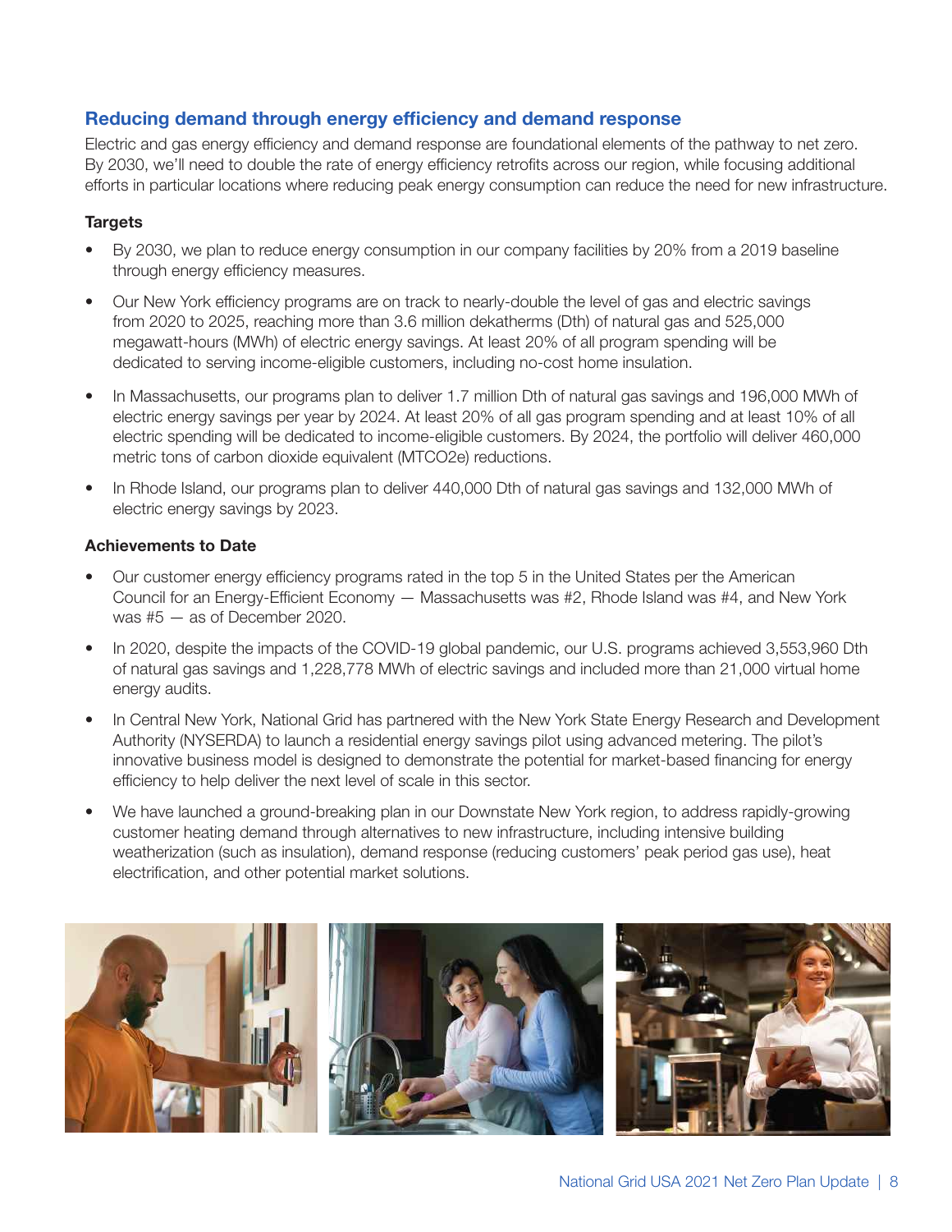## Reducing demand through energy efficiency and demand response

Electric and gas energy efficiency and demand response are foundational elements of the pathway to net zero. By 2030, we'll need to double the rate of energy efficiency retrofits across our region, while focusing additional efforts in particular locations where reducing peak energy consumption can reduce the need for new infrastructure.

### Targets

- By 2030, we plan to reduce energy consumption in our company facilities by 20% from a 2019 baseline through energy efficiency measures.
- Our New York efficiency programs are on track to nearly-double the level of gas and electric savings from 2020 to 2025, reaching more than 3.6 million dekatherms (Dth) of natural gas and 525,000 megawatt-hours (MWh) of electric energy savings. At least 20% of all program spending will be dedicated to serving income-eligible customers, including no-cost home insulation.
- In Massachusetts, our programs plan to deliver 1.7 million Dth of natural gas savings and 196,000 MWh of electric energy savings per year by 2024. At least 20% of all gas program spending and at least 10% of all electric spending will be dedicated to income-eligible customers. By 2024, the portfolio will deliver 460,000 metric tons of carbon dioxide equivalent (MTCO2e) reductions.
- In Rhode Island, our programs plan to deliver 440,000 Dth of natural gas savings and 132,000 MWh of electric energy savings by 2023.

### Achievements to Date

- Our customer energy efficiency programs rated in the top 5 in the United States per the American Council for an Energy-Efficient Economy — Massachusetts was #2, Rhode Island was #4, and New York was #5 — as of December 2020.
- In 2020, despite the impacts of the COVID-19 global pandemic, our U.S. programs achieved 3,553,960 Dth of natural gas savings and 1,228,778 MWh of electric savings and included more than 21,000 virtual home energy audits.
- In Central New York, National Grid has partnered with the New York State Energy Research and Development Authority (NYSERDA) to launch a residential energy savings pilot using advanced metering. The pilot's innovative business model is designed to demonstrate the potential for market-based financing for energy efficiency to help deliver the next level of scale in this sector.
- We have launched a ground-breaking plan in our Downstate New York region, to address rapidly-growing customer heating demand through alternatives to new infrastructure, including intensive building weatherization (such as insulation), demand response (reducing customers' peak period gas use), heat electrification, and other potential market solutions.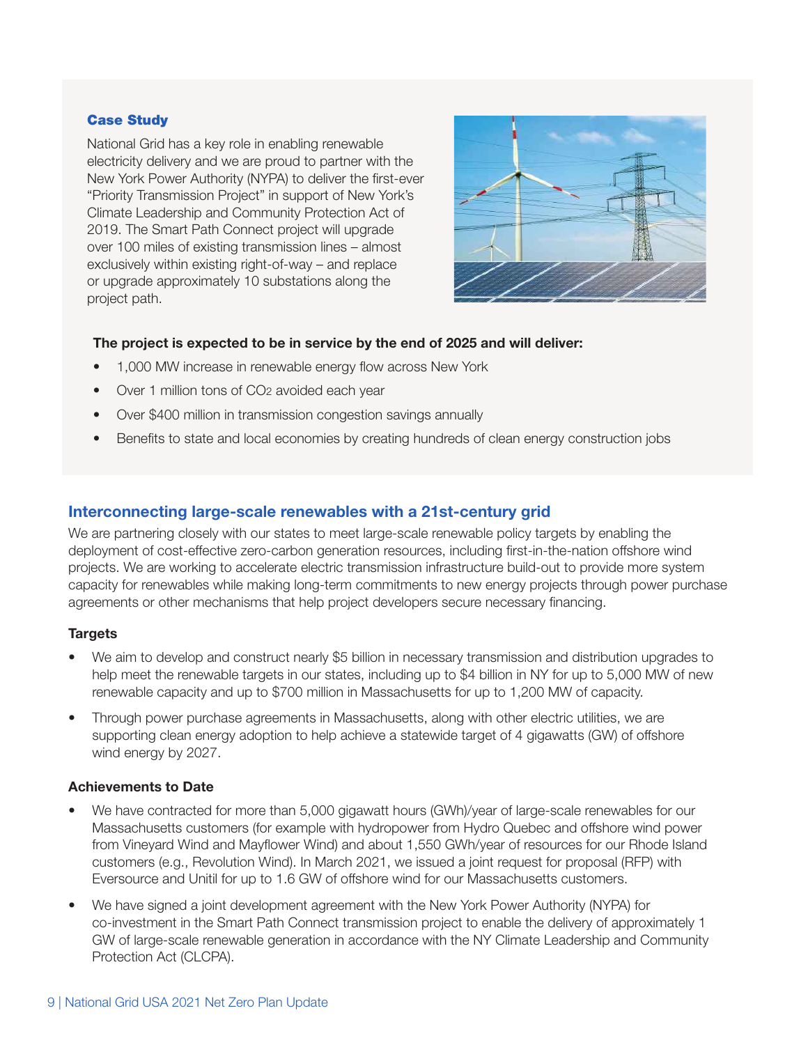### Case Study

National Grid has a key role in enabling renewable electricity delivery and we are proud to partner with the New York Power Authority (NYPA) to deliver the first-ever "Priority Transmission Project" in support of New York's Climate Leadership and Community Protection Act of 2019. The Smart Path Connect project will upgrade over 100 miles of existing transmission lines – almost exclusively within existing right-of-way – and replace or upgrade approximately 10 substations along the project path.

**The project is expected to be in service by the end of 2025 and will deliver:**

- 1,000 MW increase in renewable energy flow across New York
- Over 1 million tons of $CO_2$ avoided each year
- Over $400 million in transmission congestion savings annually
- Benefits to state and local economies by creating hundreds of clean energy construction jobs

## Interconnecting large-scale renewables with a 21st-century grid

We are partnering closely with our states to meet large-scale renewable policy targets by enabling the deployment of cost-effective zero-carbon generation resources, including first-in-the-nation offshore wind projects. We are working to accelerate electric transmission infrastructure build-out to provide more system capacity for renewables while making long-term commitments to new energy projects through power purchase agreements or other mechanisms that help project developers secure necessary financing.

### Targets

- We aim to develop and construct nearly $5 billion in necessary transmission and distribution upgrades to help meet the renewable targets in our states, including up to $4 billion in NY for up to 5,000 MW of new renewable capacity and up to $700 million in Massachusetts for up to 1,200 MW of capacity.
- Through power purchase agreements in Massachusetts, along with other electric utilities, we are supporting clean energy adoption to help achieve a statewide target of 4 gigawatts (GW) of offshore wind energy by 2027.

### Achievements to Date

- We have contracted for more than 5,000 gigawatt hours (GWh)/year of large-scale renewables for our Massachusetts customers (for example with hydropower from Hydro Quebec and offshore wind power from Vineyard Wind and Mayflower Wind) and about 1,550 GWh/year of resources for our Rhode Island customers (e.g., Revolution Wind). In March 2021, we issued a joint request for proposal (RFP) with Eversource and Unitil for up to 1.6 GW of offshore wind for our Massachusetts customers.
- We have signed a joint development agreement with the New York Power Authority (NYPA) for co-investment in the Smart Path Connect transmission project to enable the delivery of approximately 1 GW of large-scale renewable generation in accordance with the NY Climate Leadership and Community Protection Act (CLCPA).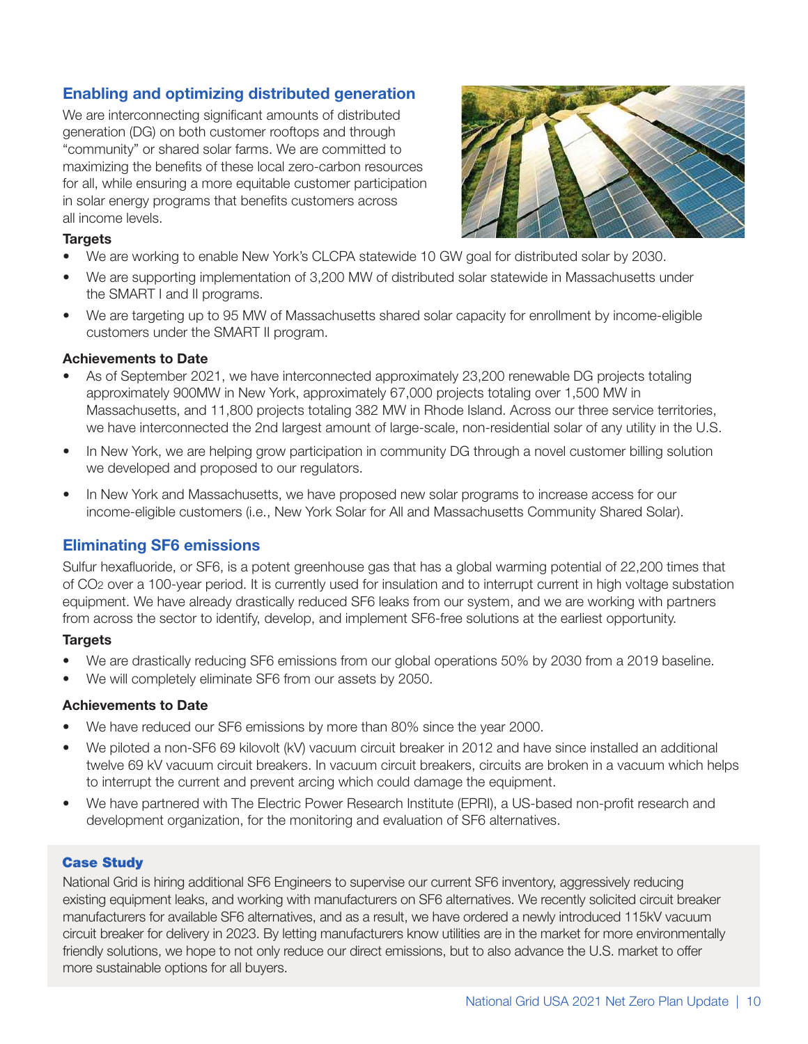## Enabling and optimizing distributed generation

We are interconnecting significant amounts of distributed generation (DG) on both customer rooftops and through "community" or shared solar farms. We are committed to maximizing the benefits of these local zero-carbon resources for all, while ensuring a more equitable customer participation in solar energy programs that benefits customers across all income levels.

**Targets**

- We are working to enable New York's CLCPA statewide 10 GW goal for distributed solar by 2030.
- We are supporting implementation of 3,200 MW of distributed solar statewide in Massachusetts under the SMART I and II programs.
- We are targeting up to 95 MW of Massachusetts shared solar capacity for enrollment by income-eligible customers under the SMART II program.

**Achievements to Date**

- As of September 2021, we have interconnected approximately 23,200 renewable DG projects totaling approximately 900MW in New York, approximately 67,000 projects totaling over 1,500 MW in Massachusetts, and 11,800 projects totaling 382 MW in Rhode Island. Across our three service territories, we have interconnected the 2nd largest amount of large-scale, non-residential solar of any utility in the U.S.
- In New York, we are helping grow participation in community DG through a novel customer billing solution we developed and proposed to our regulators.
- In New York and Massachusetts, we have proposed new solar programs to increase access for our income-eligible customers (i.e., New York Solar for All and Massachusetts Community Shared Solar).

## Eliminating SF6 emissions

Sulfur hexafluoride, or SF6, is a potent greenhouse gas that has a global warming potential of 22,200 times that of $CO_2$ over a 100-year period. It is currently used for insulation and to interrupt current in high voltage substation equipment. We have already drastically reduced SF6 leaks from our system, and we are working with partners from across the sector to identify, develop, and implement SF6-free solutions at the earliest opportunity.

**Targets**

- We are drastically reducing SF6 emissions from our global operations 50% by 2030 from a 2019 baseline.
- We will completely eliminate SF6 from our assets by 2050.

**Achievements to Date**

- We have reduced our SF6 emissions by more than 80% since the year 2000.
- We piloted a non-SF6 69 kilovolt (kV) vacuum circuit breaker in 2012 and have since installed an additional twelve 69 kV vacuum circuit breakers. In vacuum circuit breakers, circuits are broken in a vacuum which helps to interrupt the current and prevent arcing which could damage the equipment.
- We have partnered with The Electric Power Research Institute (EPRI), a US-based non-profit research and development organization, for the monitoring and evaluation of SF6 alternatives.

### Case Study

National Grid is hiring additional SF6 Engineers to supervise our current SF6 inventory, aggressively reducing existing equipment leaks, and working with manufacturers on SF6 alternatives. We recently solicited circuit breaker manufacturers for available SF6 alternatives, and as a result, we have ordered a newly introduced 115kV vacuum circuit breaker for delivery in 2023. By letting manufacturers know utilities are in the market for more environmentally friendly solutions, we hope to not only reduce our direct emissions, but to also advance the U.S. market to offer more sustainable options for all buyers.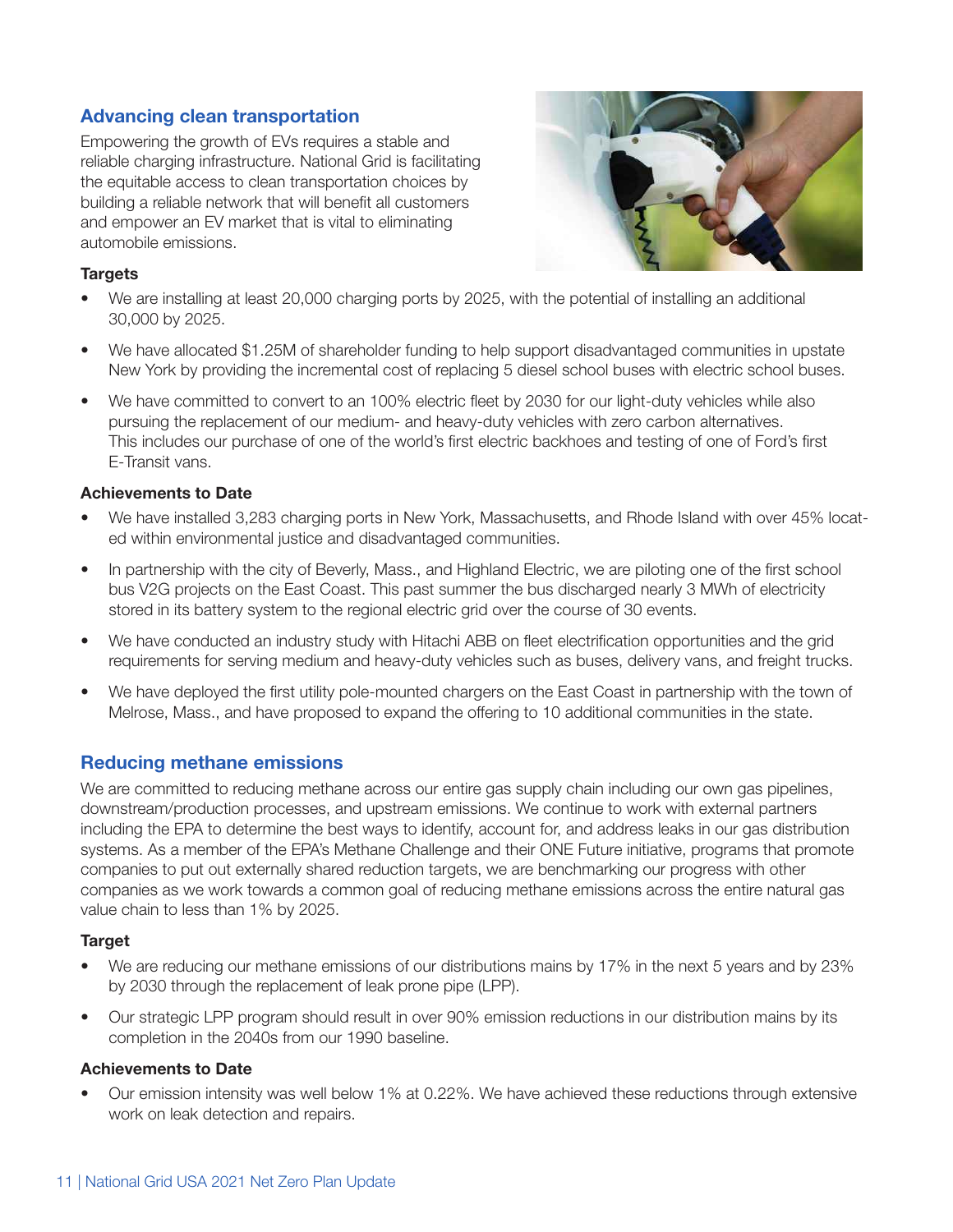## Advancing clean transportation

Empowering the growth of EVs requires a stable and reliable charging infrastructure. National Grid is facilitating the equitable access to clean transportation choices by building a reliable network that will benefit all customers and empower an EV market that is vital to eliminating automobile emissions.

### Targets

- We are installing at least 20,000 charging ports by 2025, with the potential of installing an additional 30,000 by 2025.
- We have allocated $1.25M of shareholder funding to help support disadvantaged communities in upstate New York by providing the incremental cost of replacing 5 diesel school buses with electric school buses.
- We have committed to convert to an 100% electric fleet by 2030 for our light-duty vehicles while also pursuing the replacement of our medium- and heavy-duty vehicles with zero carbon alternatives. This includes our purchase of one of the world's first electric backhoes and testing of one of Ford's first E-Transit vans.

### Achievements to Date

- We have installed 3,283 charging ports in New York, Massachusetts, and Rhode Island with over 45% located within environmental justice and disadvantaged communities.
- In partnership with the city of Beverly, Mass., and Highland Electric, we are piloting one of the first school bus V2G projects on the East Coast. This past summer the bus discharged nearly 3 MWh of electricity stored in its battery system to the regional electric grid over the course of 30 events.
- We have conducted an industry study with Hitachi ABB on fleet electrification opportunities and the grid requirements for serving medium and heavy-duty vehicles such as buses, delivery vans, and freight trucks.
- We have deployed the first utility pole-mounted chargers on the East Coast in partnership with the town of Melrose, Mass., and have proposed to expand the offering to 10 additional communities in the state.

## Reducing methane emissions

We are committed to reducing methane across our entire gas supply chain including our own gas pipelines, downstream/production processes, and upstream emissions. We continue to work with external partners including the EPA to determine the best ways to identify, account for, and address leaks in our gas distribution systems. As a member of the EPA's Methane Challenge and their ONE Future initiative, programs that promote companies to put out externally shared reduction targets, we are benchmarking our progress with other companies as we work towards a common goal of reducing methane emissions across the entire natural gas value chain to less than 1% by 2025.

### Target

- We are reducing our methane emissions of our distributions mains by 17% in the next 5 years and by 23% by 2030 through the replacement of leak prone pipe (LPP).
- Our strategic LPP program should result in over 90% emission reductions in our distribution mains by its completion in the 2040s from our 1990 baseline.

### Achievements to Date

- Our emission intensity was well below 1% at 0.22%. We have achieved these reductions through extensive work on leak detection and repairs.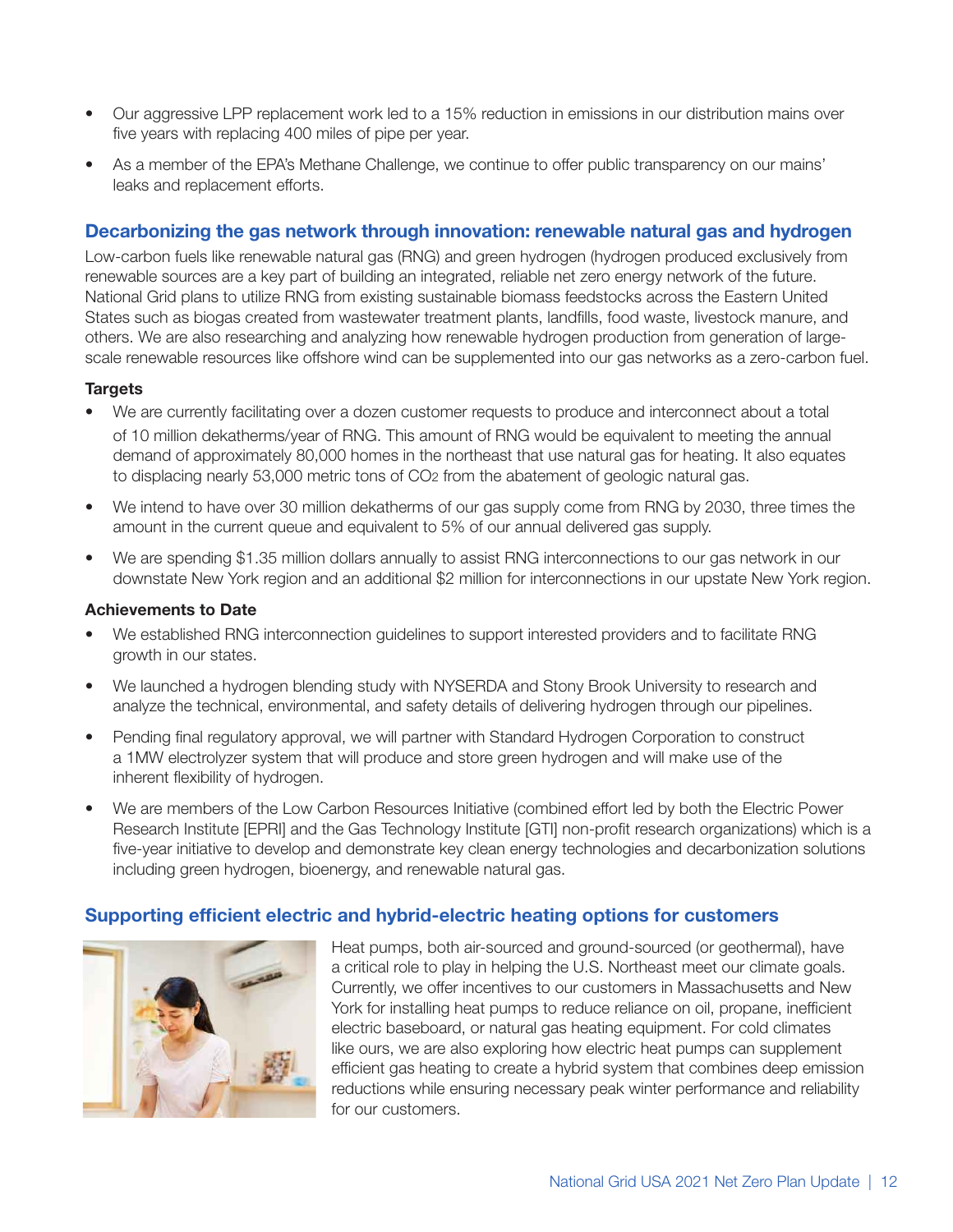- Our aggressive LPP replacement work led to a 15% reduction in emissions in our distribution mains over five years with replacing 400 miles of pipe per year.
- As a member of the EPA's Methane Challenge, we continue to offer public transparency on our mains' leaks and replacement efforts.

## Decarbonizing the gas network through innovation: renewable natural gas and hydrogen

Low-carbon fuels like renewable natural gas (RNG) and green hydrogen (hydrogen produced exclusively from renewable sources are a key part of building an integrated, reliable net zero energy network of the future. National Grid plans to utilize RNG from existing sustainable biomass feedstocks across the Eastern United States such as biogas created from wastewater treatment plants, landfills, food waste, livestock manure, and others. We are also researching and analyzing how renewable hydrogen production from generation of large-scale renewable resources like offshore wind can be supplemented into our gas networks as a zero-carbon fuel.

**Targets**

- We are currently facilitating over a dozen customer requests to produce and interconnect about a total of 10 million dekatherms/year of RNG. This amount of RNG would be equivalent to meeting the annual demand of approximately 80,000 homes in the northeast that use natural gas for heating. It also equates to displacing nearly 53,000 metric tons of $CO_2$ from the abatement of geologic natural gas.
- We intend to have over 30 million dekatherms of our gas supply come from RNG by 2030, three times the amount in the current queue and equivalent to 5% of our annual delivered gas supply.
- We are spending $1.35 million dollars annually to assist RNG interconnections to our gas network in our downstate New York region and an additional $2 million for interconnections in our upstate New York region.

**Achievements to Date**

- We established RNG interconnection guidelines to support interested providers and to facilitate RNG growth in our states.
- We launched a hydrogen blending study with NYSERDA and Stony Brook University to research and analyze the technical, environmental, and safety details of delivering hydrogen through our pipelines.
- Pending final regulatory approval, we will partner with Standard Hydrogen Corporation to construct a 1MW electrolyzer system that will produce and store green hydrogen and will make use of the inherent flexibility of hydrogen.
- We are members of the Low Carbon Resources Initiative (combined effort led by both the Electric Power Research Institute [EPRI] and the Gas Technology Institute [GTI] non-profit research organizations) which is a five-year initiative to develop and demonstrate key clean energy technologies and decarbonization solutions including green hydrogen, bioenergy, and renewable natural gas.

## Supporting efficient electric and hybrid-electric heating options for customers

Heat pumps, both air-sourced and ground-sourced (or geothermal), have a critical role to play in helping the U.S. Northeast meet our climate goals. Currently, we offer incentives to our customers in Massachusetts and New York for installing heat pumps to reduce reliance on oil, propane, inefficient electric baseboard, or natural gas heating equipment. For cold climates like ours, we are also exploring how electric heat pumps can supplement efficient gas heating to create a hybrid system that combines deep emission reductions while ensuring necessary peak winter performance and reliability for our customers.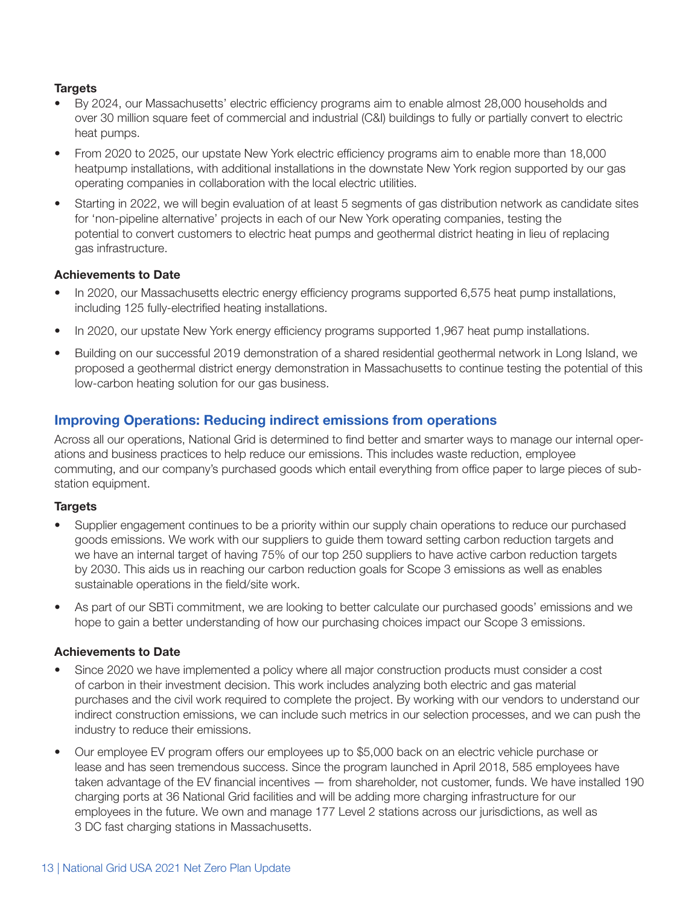**Targets**

- By 2024, our Massachusetts' electric efficiency programs aim to enable almost 28,000 households and over 30 million square feet of commercial and industrial (C&I) buildings to fully or partially convert to electric heat pumps.
- From 2020 to 2025, our upstate New York electric efficiency programs aim to enable more than 18,000 heatpump installations, with additional installations in the downstate New York region supported by our gas operating companies in collaboration with the local electric utilities.
- Starting in 2022, we will begin evaluation of at least 5 segments of gas distribution network as candidate sites for 'non-pipeline alternative' projects in each of our New York operating companies, testing the potential to convert customers to electric heat pumps and geothermal district heating in lieu of replacing gas infrastructure.

**Achievements to Date**

- In 2020, our Massachusetts electric energy efficiency programs supported 6,575 heat pump installations, including 125 fully-electrified heating installations.
- In 2020, our upstate New York energy efficiency programs supported 1,967 heat pump installations.
- Building on our successful 2019 demonstration of a shared residential geothermal network in Long Island, we proposed a geothermal district energy demonstration in Massachusetts to continue testing the potential of this low-carbon heating solution for our gas business.

## Improving Operations: Reducing indirect emissions from operations

Across all our operations, National Grid is determined to find better and smarter ways to manage our internal operations and business practices to help reduce our emissions. This includes waste reduction, employee commuting, and our company's purchased goods which entail everything from office paper to large pieces of substation equipment.

**Targets**

- Supplier engagement continues to be a priority within our supply chain operations to reduce our purchased goods emissions. We work with our suppliers to guide them toward setting carbon reduction targets and we have an internal target of having 75% of our top 250 suppliers to have active carbon reduction targets by 2030. This aids us in reaching our carbon reduction goals for Scope 3 emissions as well as enables sustainable operations in the field/site work.
- As part of our SBTi commitment, we are looking to better calculate our purchased goods' emissions and we hope to gain a better understanding of how our purchasing choices impact our Scope 3 emissions.

**Achievements to Date**

- Since 2020 we have implemented a policy where all major construction products must consider a cost of carbon in their investment decision. This work includes analyzing both electric and gas material purchases and the civil work required to complete the project. By working with our vendors to understand our indirect construction emissions, we can include such metrics in our selection processes, and we can push the industry to reduce their emissions.
- Our employee EV program offers our employees up to $5,000 back on an electric vehicle purchase or lease and has seen tremendous success. Since the program launched in April 2018, 585 employees have taken advantage of the EV financial incentives — from shareholder, not customer, funds. We have installed 190 charging ports at 36 National Grid facilities and will be adding more charging infrastructure for our employees in the future. We own and manage 177 Level 2 stations across our jurisdictions, as well as 3 DC fast charging stations in Massachusetts.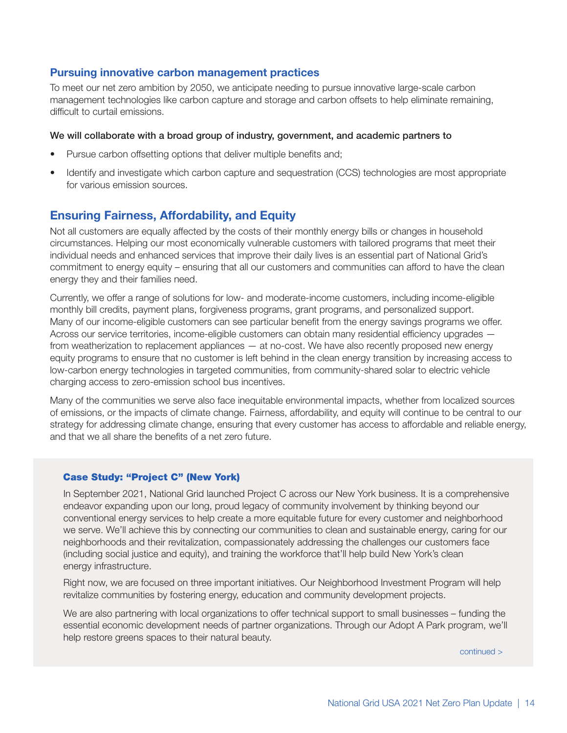## Pursuing innovative carbon management practices

To meet our net zero ambition by 2050, we anticipate needing to pursue innovative large-scale carbon management technologies like carbon capture and storage and carbon offsets to help eliminate remaining, difficult to curtail emissions.

**We will collaborate with a broad group of industry, government, and academic partners to**

- Pursue carbon offsetting options that deliver multiple benefits and;
- Identify and investigate which carbon capture and sequestration (CCS) technologies are most appropriate for various emission sources.

## Ensuring Fairness, Affordability, and Equity

Not all customers are equally affected by the costs of their monthly energy bills or changes in household circumstances. Helping our most economically vulnerable customers with tailored programs that meet their individual needs and enhanced services that improve their daily lives is an essential part of National Grid's commitment to energy equity – ensuring that all our customers and communities can afford to have the clean energy they and their families need.

Currently, we offer a range of solutions for low- and moderate-income customers, including income-eligible monthly bill credits, payment plans, forgiveness programs, grant programs, and personalized support. Many of our income-eligible customers can see particular benefit from the energy savings programs we offer. Across our service territories, income-eligible customers can obtain many residential efficiency upgrades — from weatherization to replacement appliances — at no-cost. We have also recently proposed new energy equity programs to ensure that no customer is left behind in the clean energy transition by increasing access to low-carbon energy technologies in targeted communities, from community-shared solar to electric vehicle charging access to zero-emission school bus incentives.

Many of the communities we serve also face inequitable environmental impacts, whether from localized sources of emissions, or the impacts of climate change. Fairness, affordability, and equity will continue to be central to our strategy for addressing climate change, ensuring that every customer has access to affordable and reliable energy, and that we all share the benefits of a net zero future.

### Case Study: "Project C" (New York)

In September 2021, National Grid launched Project C across our New York business. It is a comprehensive endeavor expanding upon our long, proud legacy of community involvement by thinking beyond our conventional energy services to help create a more equitable future for every customer and neighborhood we serve. We'll achieve this by connecting our communities to clean and sustainable energy, caring for our neighborhoods and their revitalization, compassionately addressing the challenges our customers face (including social justice and equity), and training the workforce that'll help build New York's clean energy infrastructure.

Right now, we are focused on three important initiatives. Our Neighborhood Investment Program will help revitalize communities by fostering energy, education and community development projects.

We are also partnering with local organizations to offer technical support to small businesses – funding the essential economic development needs of partner organizations. Through our Adopt A Park program, we'll help restore greens spaces to their natural beauty.

continued >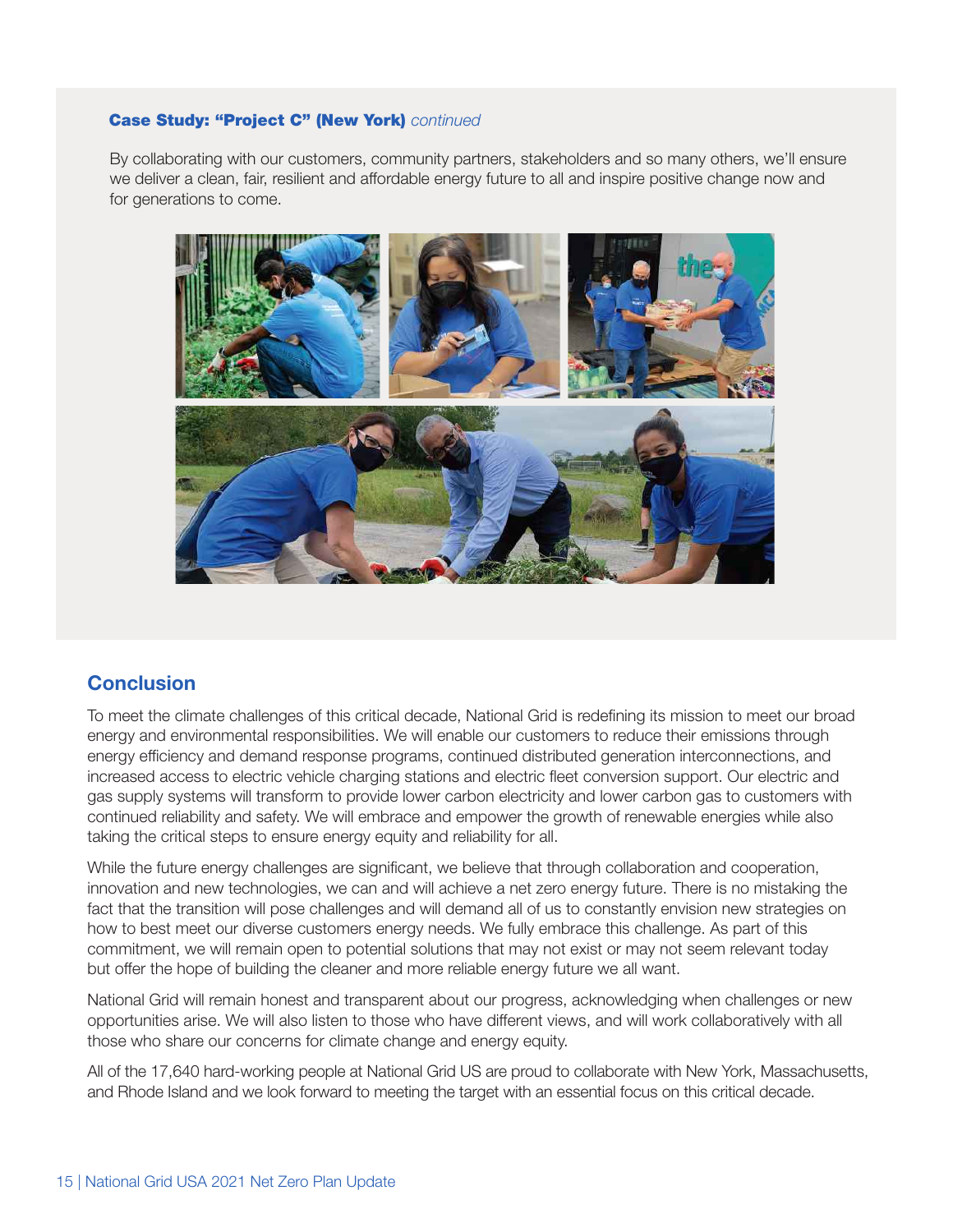**Case Study: "Project C" (New York)** *continued*

By collaborating with our customers, community partners, stakeholders and so many others, we'll ensure we deliver a clean, fair, resilient and affordable energy future to all and inspire positive change now and for generations to come.

## Conclusion

To meet the climate challenges of this critical decade, National Grid is redefining its mission to meet our broad energy and environmental responsibilities. We will enable our customers to reduce their emissions through energy efficiency and demand response programs, continued distributed generation interconnections, and increased access to electric vehicle charging stations and electric fleet conversion support. Our electric and gas supply systems will transform to provide lower carbon electricity and lower carbon gas to customers with continued reliability and safety. We will embrace and empower the growth of renewable energies while also taking the critical steps to ensure energy equity and reliability for all.

While the future energy challenges are significant, we believe that through collaboration and cooperation, innovation and new technologies, we can and will achieve a net zero energy future. There is no mistaking the fact that the transition will pose challenges and will demand all of us to constantly envision new strategies on how to best meet our diverse customers energy needs. We fully embrace this challenge. As part of this commitment, we will remain open to potential solutions that may not exist or may not seem relevant today but offer the hope of building the cleaner and more reliable energy future we all want.

National Grid will remain honest and transparent about our progress, acknowledging when challenges or new opportunities arise. We will also listen to those who have different views, and will work collaboratively with all those who share our concerns for climate change and energy equity.

All of the 17,640 hard-working people at National Grid US are proud to collaborate with New York, Massachusetts, and Rhode Island and we look forward to meeting the target with an essential focus on this critical decade.